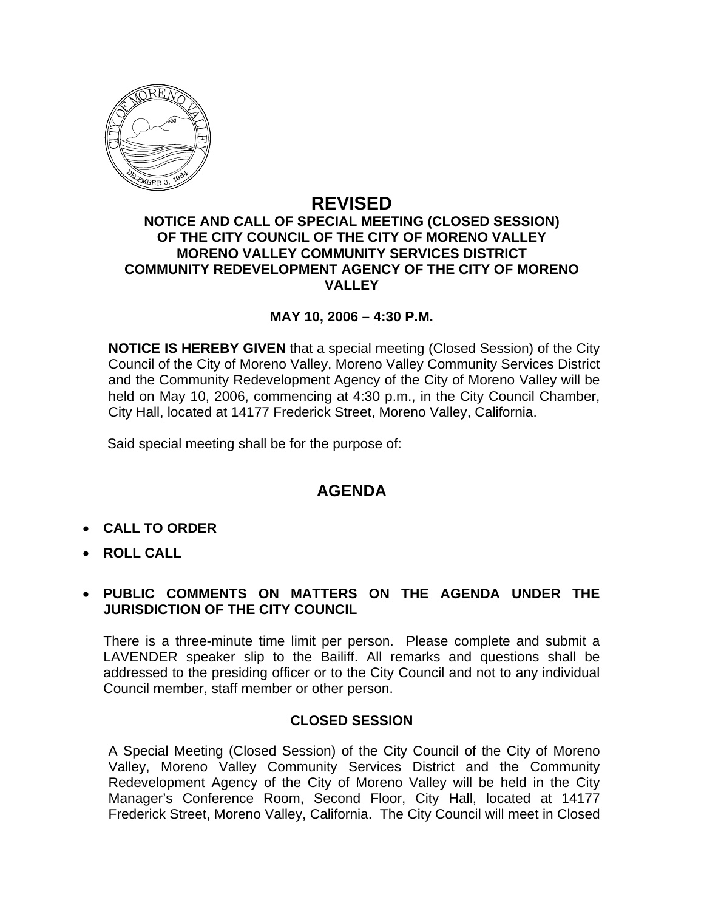# REVISED

## NOTICE AND CALL OF SPECIAL MEETING (CLOSED SESSION) OF THE CITY COUNCIL OF THE CITY OF MORENO VALLEY MORENO VALLEY COMMUNITY SERVICES DISTRICT COMMUNITY REDEVELOPMENT AGENCY OF THE CITY OF MORENO VALLEY

**MAY 10, 2006 – 4:30 P.M.**

**NOTICE IS HEREBY GIVEN** that a special meeting (Closed Session) of the City Council of the City of Moreno Valley, Moreno Valley Community Services District and the Community Redevelopment Agency of the City of Moreno Valley will be held on May 10, 2006, commencing at 4:30 p.m., in the City Council Chamber, City Hall, located at 14177 Frederick Street, Moreno Valley, California.

Said special meeting shall be for the purpose of:

## AGENDA

- **CALL TO ORDER**
- **ROLL CALL**
- **PUBLIC COMMENTS ON MATTERS ON THE AGENDA UNDER THE JURISDICTION OF THE CITY COUNCIL**

There is a three-minute time limit per person. Please complete and submit a LAVENDER speaker slip to the Bailiff. All remarks and questions shall be addressed to the presiding officer or to the City Council and not to any individual Council member, staff member or other person.

### CLOSED SESSION

A Special Meeting (Closed Session) of the City Council of the City of Moreno Valley, Moreno Valley Community Services District and the Community Redevelopment Agency of the City of Moreno Valley will be held in the City Manager's Conference Room, Second Floor, City Hall, located at 14177 Frederick Street, Moreno Valley, California. The City Council will meet in Closed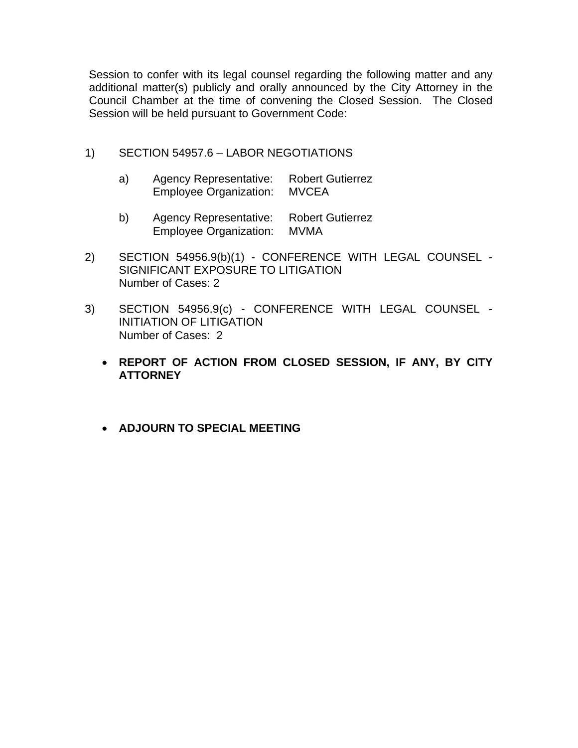Session to confer with its legal counsel regarding the following matter and any additional matter(s) publicly and orally announced by the City Attorney in the Council Chamber at the time of convening the Closed Session. The Closed Session will be held pursuant to Government Code:

1) SECTION 54957.6 – LABOR NEGOTIATIONS

   a) Agency Representative: Robert Gutierrez
      Employee Organization: MVCEA

   b) Agency Representative: Robert Gutierrez
      Employee Organization: MVMA

2) SECTION 54956.9(b)(1) - CONFERENCE WITH LEGAL COUNSEL - SIGNIFICANT EXPOSURE TO LITIGATION
   Number of Cases: 2

3) SECTION 54956.9(c) - CONFERENCE WITH LEGAL COUNSEL - INITIATION OF LITIGATION
   Number of Cases: 2

- **REPORT OF ACTION FROM CLOSED SESSION, IF ANY, BY CITY ATTORNEY**

- **ADJOURN TO SPECIAL MEETING**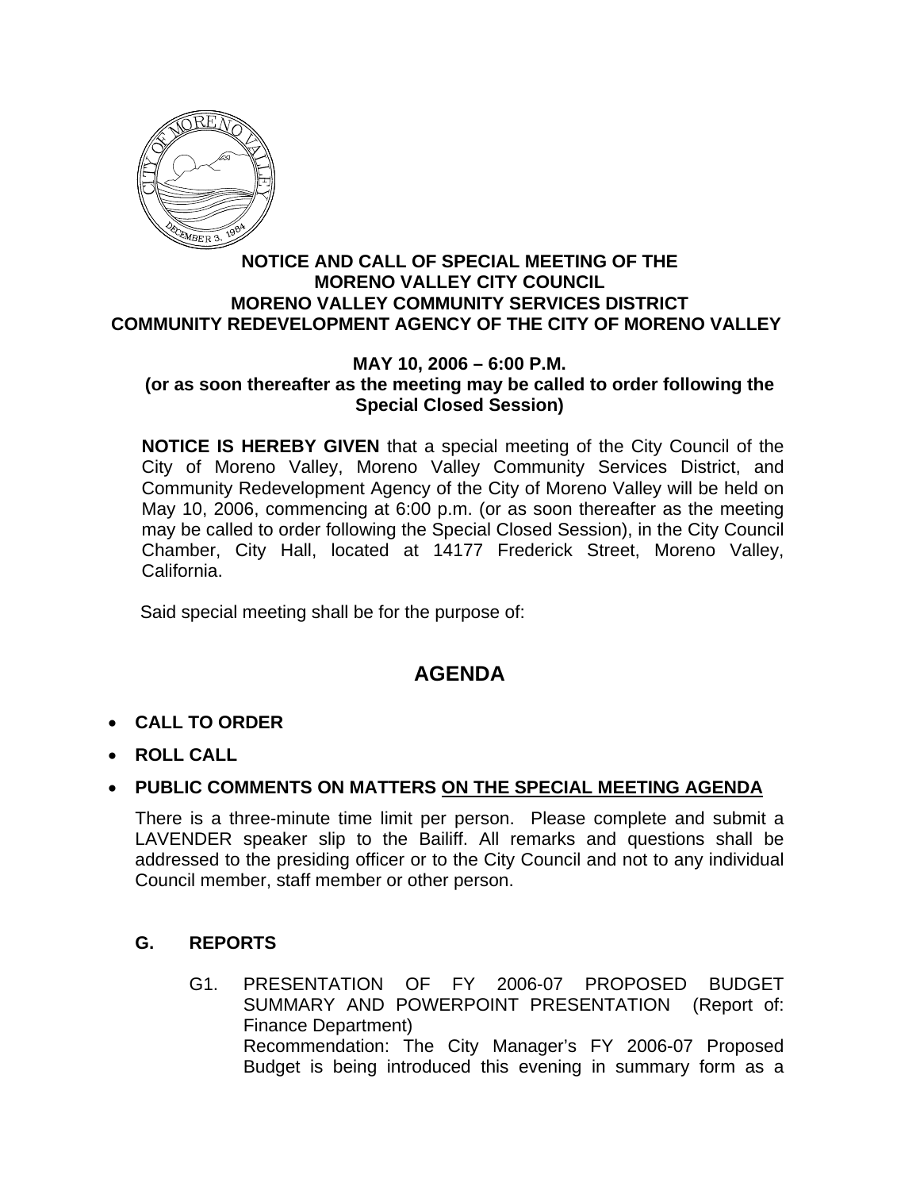**NOTICE AND CALL OF SPECIAL MEETING OF THE MORENO VALLEY CITY COUNCIL MORENO VALLEY COMMUNITY SERVICES DISTRICT COMMUNITY REDEVELOPMENT AGENCY OF THE CITY OF MORENO VALLEY**

**MAY 10, 2006 – 6:00 P.M.**
**(or as soon thereafter as the meeting may be called to order following the Special Closed Session)**

**NOTICE IS HEREBY GIVEN** that a special meeting of the City Council of the City of Moreno Valley, Moreno Valley Community Services District, and Community Redevelopment Agency of the City of Moreno Valley will be held on May 10, 2006, commencing at 6:00 p.m. (or as soon thereafter as the meeting may be called to order following the Special Closed Session), in the City Council Chamber, City Hall, located at 14177 Frederick Street, Moreno Valley, California.

Said special meeting shall be for the purpose of:

# AGENDA

- **CALL TO ORDER**
- **ROLL CALL**
- **PUBLIC COMMENTS ON MATTERS ON THE SPECIAL MEETING AGENDA**

There is a three-minute time limit per person. Please complete and submit a LAVENDER speaker slip to the Bailiff. All remarks and questions shall be addressed to the presiding officer or to the City Council and not to any individual Council member, staff member or other person.

## G. REPORTS

G1. PRESENTATION OF FY 2006-07 PROPOSED BUDGET SUMMARY AND POWERPOINT PRESENTATION (Report of: Finance Department)
Recommendation: The City Manager's FY 2006-07 Proposed Budget is being introduced this evening in summary form as a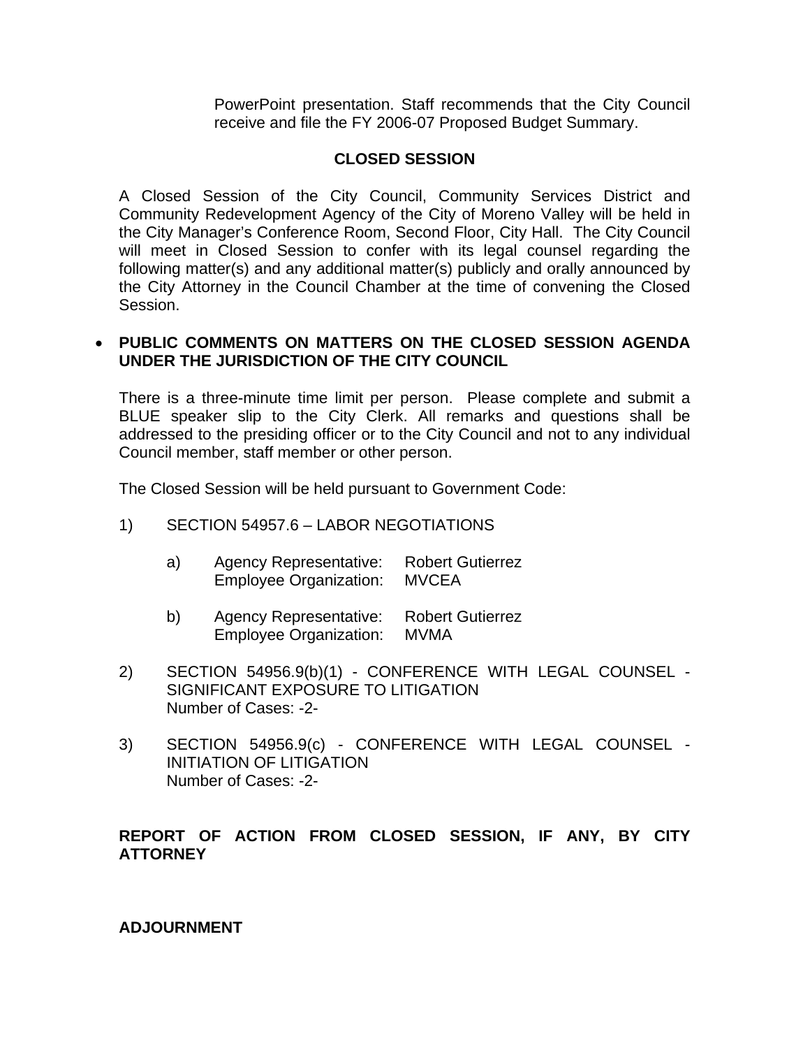PowerPoint presentation. Staff recommends that the City Council receive and file the FY 2006-07 Proposed Budget Summary.

## CLOSED SESSION

A Closed Session of the City Council, Community Services District and Community Redevelopment Agency of the City of Moreno Valley will be held in the City Manager's Conference Room, Second Floor, City Hall. The City Council will meet in Closed Session to confer with its legal counsel regarding the following matter(s) and any additional matter(s) publicly and orally announced by the City Attorney in the Council Chamber at the time of convening the Closed Session.

- **PUBLIC COMMENTS ON MATTERS ON THE CLOSED SESSION AGENDA UNDER THE JURISDICTION OF THE CITY COUNCIL**

There is a three-minute time limit per person. Please complete and submit a BLUE speaker slip to the City Clerk. All remarks and questions shall be addressed to the presiding officer or to the City Council and not to any individual Council member, staff member or other person.

The Closed Session will be held pursuant to Government Code:

1) SECTION 54957.6 – LABOR NEGOTIATIONS

   a) Agency Representative: Robert Gutierrez
      Employee Organization: MVCEA

   b) Agency Representative: Robert Gutierrez
      Employee Organization: MVMA

2) SECTION 54956.9(b)(1) - CONFERENCE WITH LEGAL COUNSEL - SIGNIFICANT EXPOSURE TO LITIGATION
   Number of Cases: -2-

3) SECTION 54956.9(c) - CONFERENCE WITH LEGAL COUNSEL - INITIATION OF LITIGATION
   Number of Cases: -2-

**REPORT OF ACTION FROM CLOSED SESSION, IF ANY, BY CITY ATTORNEY**

**ADJOURNMENT**